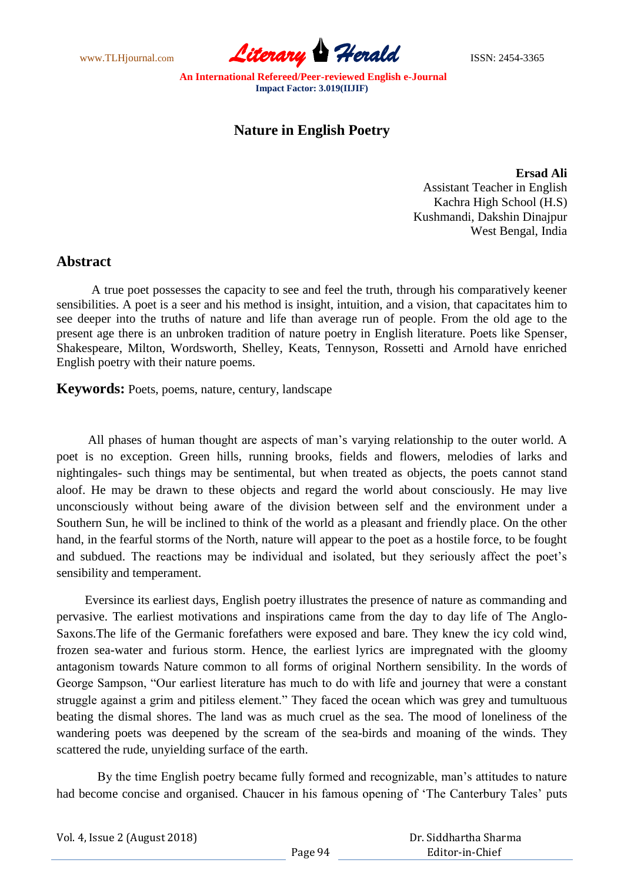# Nature in English Poetry

**Ersad Ali**
Assistant Teacher in English
Kachra High School (H.S)
Kushmandi, Dakshin Dinajpur
West Bengal, India

## Abstract

A true poet possesses the capacity to see and feel the truth, through his comparatively keener sensibilities. A poet is a seer and his method is insight, intuition, and a vision, that capacitates him to see deeper into the truths of nature and life than average run of people. From the old age to the present age there is an unbroken tradition of nature poetry in English literature. Poets like Spenser, Shakespeare, Milton, Wordsworth, Shelley, Keats, Tennyson, Rossetti and Arnold have enriched English poetry with their nature poems.

**Keywords:** Poets, poems, nature, century, landscape

All phases of human thought are aspects of man's varying relationship to the outer world. A poet is no exception. Green hills, running brooks, fields and flowers, melodies of larks and nightingales- such things may be sentimental, but when treated as objects, the poets cannot stand aloof. He may be drawn to these objects and regard the world about consciously. He may live unconsciously without being aware of the division between self and the environment under a Southern Sun, he will be inclined to think of the world as a pleasant and friendly place. On the other hand, in the fearful storms of the North, nature will appear to the poet as a hostile force, to be fought and subdued. The reactions may be individual and isolated, but they seriously affect the poet's sensibility and temperament.

Eversince its earliest days, English poetry illustrates the presence of nature as commanding and pervasive. The earliest motivations and inspirations came from the day to day life of The Anglo-Saxons.The life of the Germanic forefathers were exposed and bare. They knew the icy cold wind, frozen sea-water and furious storm. Hence, the earliest lyrics are impregnated with the gloomy antagonism towards Nature common to all forms of original Northern sensibility. In the words of George Sampson, "Our earliest literature has much to do with life and journey that were a constant struggle against a grim and pitiless element." They faced the ocean which was grey and tumultuous beating the dismal shores. The land was as much cruel as the sea. The mood of loneliness of the wandering poets was deepened by the scream of the sea-birds and moaning of the winds. They scattered the rude, unyielding surface of the earth.

By the time English poetry became fully formed and recognizable, man's attitudes to nature had become concise and organised. Chaucer in his famous opening of 'The Canterbury Tales' puts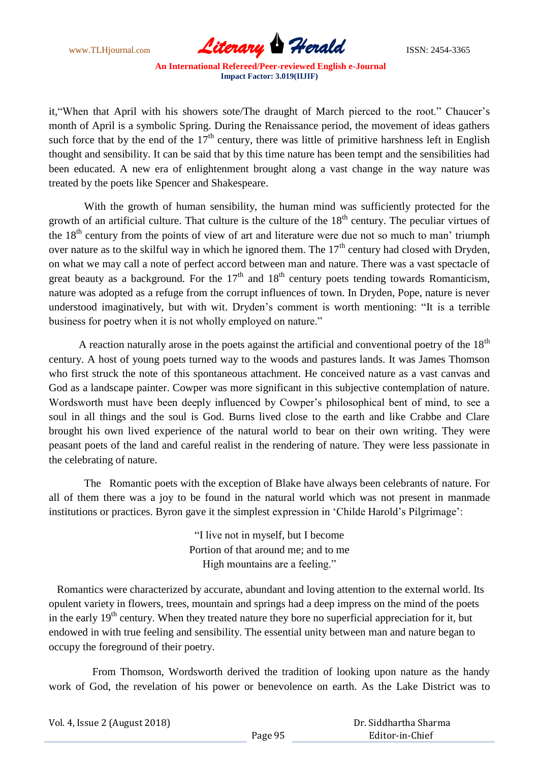it,"When that April with his showers sote/The draught of March pierced to the root." Chaucer's month of April is a symbolic Spring. During the Renaissance period, the movement of ideas gathers such force that by the end of the 17th century, there was little of primitive harshness left in English thought and sensibility. It can be said that by this time nature has been tempt and the sensibilities had been educated. A new era of enlightenment brought along a vast change in the way nature was treated by the poets like Spencer and Shakespeare.

With the growth of human sensibility, the human mind was sufficiently protected for the growth of an artificial culture. That culture is the culture of the 18th century. The peculiar virtues of the 18th century from the points of view of art and literature were due not so much to man' triumph over nature as to the skilful way in which he ignored them. The 17th century had closed with Dryden, on what we may call a note of perfect accord between man and nature. There was a vast spectacle of great beauty as a background. For the 17th and 18th century poets tending towards Romanticism, nature was adopted as a refuge from the corrupt influences of town. In Dryden, Pope, nature is never understood imaginatively, but with wit. Dryden's comment is worth mentioning: "It is a terrible business for poetry when it is not wholly employed on nature."

A reaction naturally arose in the poets against the artificial and conventional poetry of the 18th century. A host of young poets turned way to the woods and pastures lands. It was James Thomson who first struck the note of this spontaneous attachment. He conceived nature as a vast canvas and God as a landscape painter. Cowper was more significant in this subjective contemplation of nature. Wordsworth must have been deeply influenced by Cowper's philosophical bent of mind, to see a soul in all things and the soul is God. Burns lived close to the earth and like Crabbe and Clare brought his own lived experience of the natural world to bear on their own writing. They were peasant poets of the land and careful realist in the rendering of nature. They were less passionate in the celebrating of nature.

The Romantic poets with the exception of Blake have always been celebrants of nature. For all of them there was a joy to be found in the natural world which was not present in manmade institutions or practices. Byron gave it the simplest expression in 'Childe Harold's Pilgrimage':

> "I live not in myself, but I become
> Portion of that around me; and to me
> High mountains are a feeling."

Romantics were characterized by accurate, abundant and loving attention to the external world. Its opulent variety in flowers, trees, mountain and springs had a deep impress on the mind of the poets in the early 19th century. When they treated nature they bore no superficial appreciation for it, but endowed in with true feeling and sensibility. The essential unity between man and nature began to occupy the foreground of their poetry.

From Thomson, Wordsworth derived the tradition of looking upon nature as the handy work of God, the revelation of his power or benevolence on earth. As the Lake District was to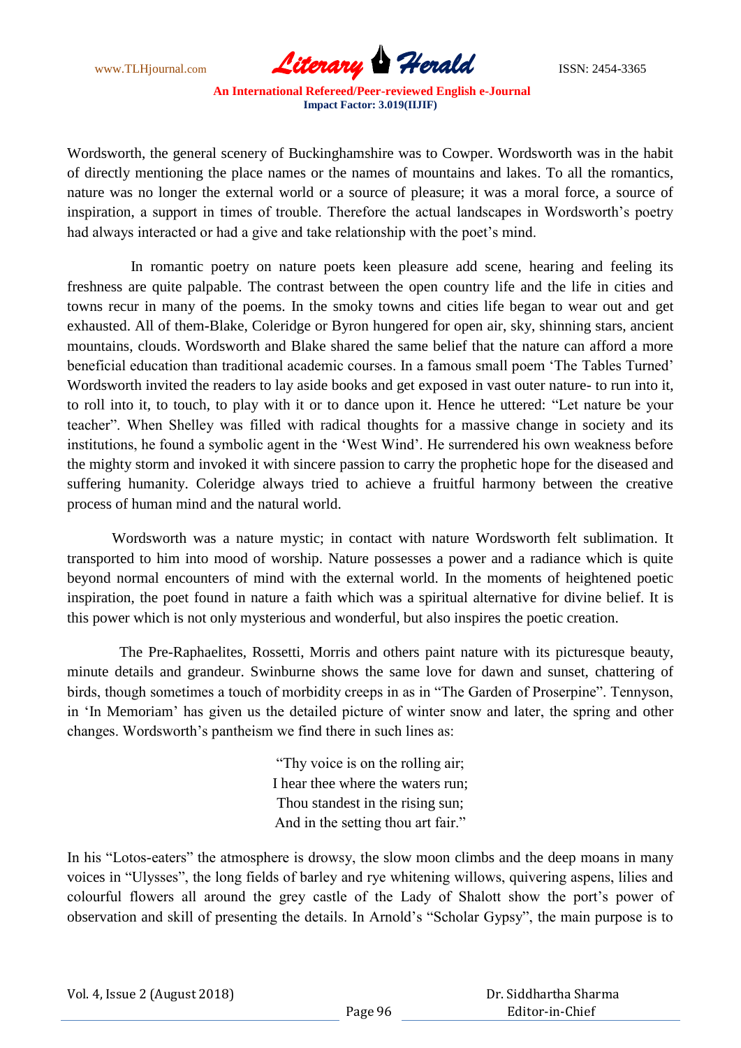Wordsworth, the general scenery of Buckinghamshire was to Cowper. Wordsworth was in the habit of directly mentioning the place names or the names of mountains and lakes. To all the romantics, nature was no longer the external world or a source of pleasure; it was a moral force, a source of inspiration, a support in times of trouble. Therefore the actual landscapes in Wordsworth's poetry had always interacted or had a give and take relationship with the poet's mind.

In romantic poetry on nature poets keen pleasure add scene, hearing and feeling its freshness are quite palpable. The contrast between the open country life and the life in cities and towns recur in many of the poems. In the smoky towns and cities life began to wear out and get exhausted. All of them-Blake, Coleridge or Byron hungered for open air, sky, shinning stars, ancient mountains, clouds. Wordsworth and Blake shared the same belief that the nature can afford a more beneficial education than traditional academic courses. In a famous small poem 'The Tables Turned' Wordsworth invited the readers to lay aside books and get exposed in vast outer nature- to run into it, to roll into it, to touch, to play with it or to dance upon it. Hence he uttered: "Let nature be your teacher". When Shelley was filled with radical thoughts for a massive change in society and its institutions, he found a symbolic agent in the 'West Wind'. He surrendered his own weakness before the mighty storm and invoked it with sincere passion to carry the prophetic hope for the diseased and suffering humanity. Coleridge always tried to achieve a fruitful harmony between the creative process of human mind and the natural world.

Wordsworth was a nature mystic; in contact with nature Wordsworth felt sublimation. It transported to him into mood of worship. Nature possesses a power and a radiance which is quite beyond normal encounters of mind with the external world. In the moments of heightened poetic inspiration, the poet found in nature a faith which was a spiritual alternative for divine belief. It is this power which is not only mysterious and wonderful, but also inspires the poetic creation.

The Pre-Raphaelites, Rossetti, Morris and others paint nature with its picturesque beauty, minute details and grandeur. Swinburne shows the same love for dawn and sunset, chattering of birds, though sometimes a touch of morbidity creeps in as in "The Garden of Proserpine". Tennyson, in 'In Memoriam' has given us the detailed picture of winter snow and later, the spring and other changes. Wordsworth's pantheism we find there in such lines as:

> "Thy voice is on the rolling air;
> I hear thee where the waters run;
> Thou standest in the rising sun;
> And in the setting thou art fair."

In his "Lotos-eaters" the atmosphere is drowsy, the slow moon climbs and the deep moans in many voices in "Ulysses", the long fields of barley and rye whitening willows, quivering aspens, lilies and colourful flowers all around the grey castle of the Lady of Shalott show the port's power of observation and skill of presenting the details. In Arnold's "Scholar Gypsy", the main purpose is to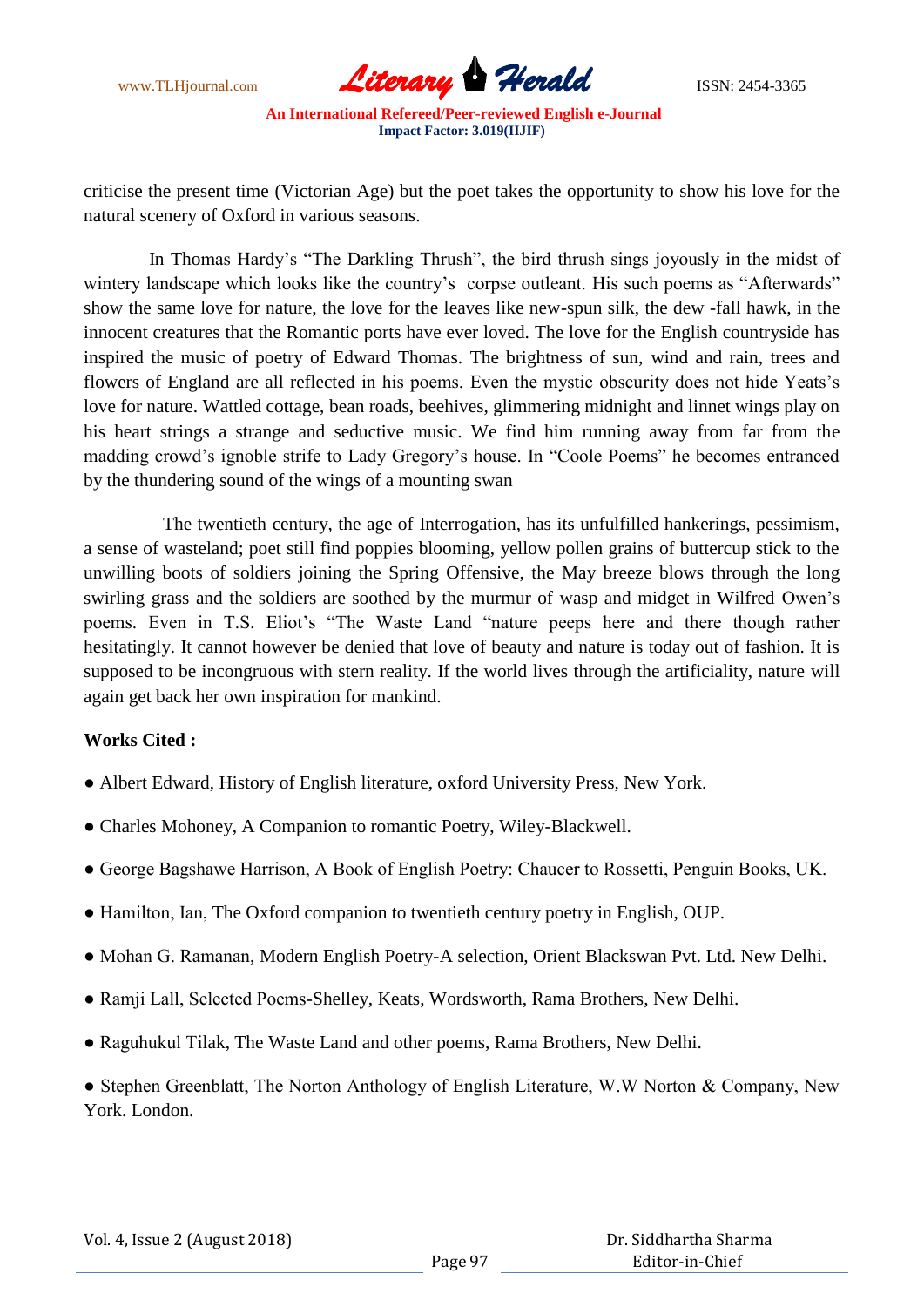criticise the present time (Victorian Age) but the poet takes the opportunity to show his love for the natural scenery of Oxford in various seasons.

In Thomas Hardy's "The Darkling Thrush", the bird thrush sings joyously in the midst of wintery landscape which looks like the country's corpse outleant. His such poems as "Afterwards" show the same love for nature, the love for the leaves like new-spun silk, the dew -fall hawk, in the innocent creatures that the Romantic ports have ever loved. The love for the English countryside has inspired the music of poetry of Edward Thomas. The brightness of sun, wind and rain, trees and flowers of England are all reflected in his poems. Even the mystic obscurity does not hide Yeats's love for nature. Wattled cottage, bean roads, beehives, glimmering midnight and linnet wings play on his heart strings a strange and seductive music. We find him running away from far from the madding crowd's ignoble strife to Lady Gregory's house. In "Coole Poems" he becomes entranced by the thundering sound of the wings of a mounting swan

The twentieth century, the age of Interrogation, has its unfulfilled hankerings, pessimism, a sense of wasteland; poet still find poppies blooming, yellow pollen grains of buttercup stick to the unwilling boots of soldiers joining the Spring Offensive, the May breeze blows through the long swirling grass and the soldiers are soothed by the murmur of wasp and midget in Wilfred Owen's poems. Even in T.S. Eliot's "The Waste Land "nature peeps here and there though rather hesitatingly. It cannot however be denied that love of beauty and nature is today out of fashion. It is supposed to be incongruous with stern reality. If the world lives through the artificiality, nature will again get back her own inspiration for mankind.

**Works Cited :**

- Albert Edward, History of English literature, oxford University Press, New York.
- Charles Mohoney, A Companion to romantic Poetry, Wiley-Blackwell.
- George Bagshawe Harrison, A Book of English Poetry: Chaucer to Rossetti, Penguin Books, UK.
- Hamilton, Ian, The Oxford companion to twentieth century poetry in English, OUP.
- Mohan G. Ramanan, Modern English Poetry-A selection, Orient Blackswan Pvt. Ltd. New Delhi.
- Ramji Lall, Selected Poems-Shelley, Keats, Wordsworth, Rama Brothers, New Delhi.
- Raguhukul Tilak, The Waste Land and other poems, Rama Brothers, New Delhi.
- Stephen Greenblatt, The Norton Anthology of English Literature, W.W Norton & Company, New York. London.